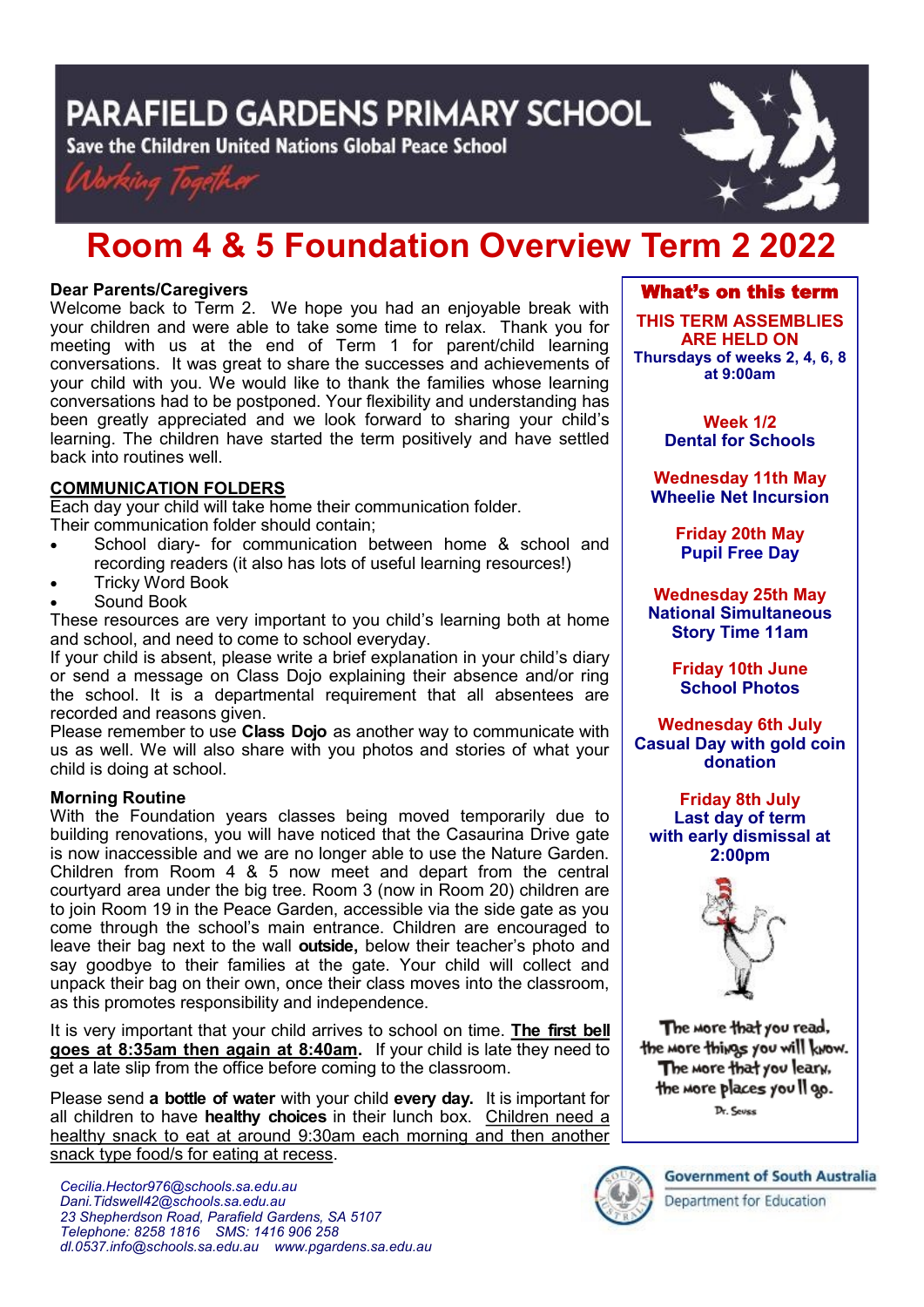# PARAFIELD GARDENS PRIMARY SCHOOL

Save the Children United Nations Global Peace School

*Working Together*

# Room 4 & 5 Foundation Overview Term 2 2022

**Dear Parents/Caregivers**

Welcome back to Term 2. We hope you had an enjoyable break with your children and were able to take some time to relax. Thank you for meeting with us at the end of Term 1 for parent/child learning conversations. It was great to share the successes and achievements of your child with you. We would like to thank the families whose learning conversations had to be postponed. Your flexibility and understanding has been greatly appreciated and we look forward to sharing your child's learning. The children have started the term positively and have settled back into routines well.

## COMMUNICATION FOLDERS

Each day your child will take home their communication folder.
Their communication folder should contain;

- School diary- for communication between home & school and recording readers (it also has lots of useful learning resources!)
- Tricky Word Book
- Sound Book

These resources are very important to you child's learning both at home and school, and need to come to school everyday.

If your child is absent, please write a brief explanation in your child's diary or send a message on Class Dojo explaining their absence and/or ring the school. It is a departmental requirement that all absentees are recorded and reasons given.

Please remember to use **Class Dojo** as another way to communicate with us as well. We will also share with you photos and stories of what your child is doing at school.

**Morning Routine**

With the Foundation years classes being moved temporarily due to building renovations, you will have noticed that the Casaurina Drive gate is now inaccessible and we are no longer able to use the Nature Garden. Children from Room 4 & 5 now meet and depart from the central courtyard area under the big tree. Room 3 (now in Room 20) children are to join Room 19 in the Peace Garden, accessible via the side gate as you come through the school's main entrance. Children are encouraged to leave their bag next to the wall **outside,** below their teacher's photo and say goodbye to their families at the gate. Your child will collect and unpack their bag on their own, once their class moves into the classroom, as this promotes responsibility and independence.

It is very important that your child arrives to school on time. **The first bell goes at 8:35am then again at 8:40am.** If your child is late they need to get a late slip from the office before coming to the classroom.

Please send **a bottle of water** with your child **every day.** It is important for all children to have **healthy choices** in their lunch box. Children need a healthy snack to eat at around 9:30am each morning and then another snack type food/s for eating at recess.

## What's on this term

**THIS TERM ASSEMBLIES ARE HELD ON**
**Thursdays of weeks 2, 4, 6, 8 at 9:00am**

**Week 1/2**
**Dental for Schools**

**Wednesday 11th May**
**Wheelie Net Incursion**

**Friday 20th May**
**Pupil Free Day**

**Wednesday 25th May**
**National Simultaneous Story Time 11am**

**Friday 10th June**
**School Photos**

**Wednesday 6th July**
**Casual Day with gold coin donation**

**Friday 8th July**
**Last day of term with early dismissal at 2:00pm**

The more that you read, the more things you will know. The more that you learn, the more places you'll go.
Dr. Seuss

*Cecilia.Hector976@schools.sa.edu.au*
*Dani.Tidswell42@schools.sa.edu.au*
*23 Shepherdson Road, Parafield Gardens, SA 5107*
*Telephone: 8258 1816 SMS: 1416 906 258*
*dl.0537.info@schools.sa.edu.au www.pgardens.sa.edu.au*

Government of South Australia
Department for Education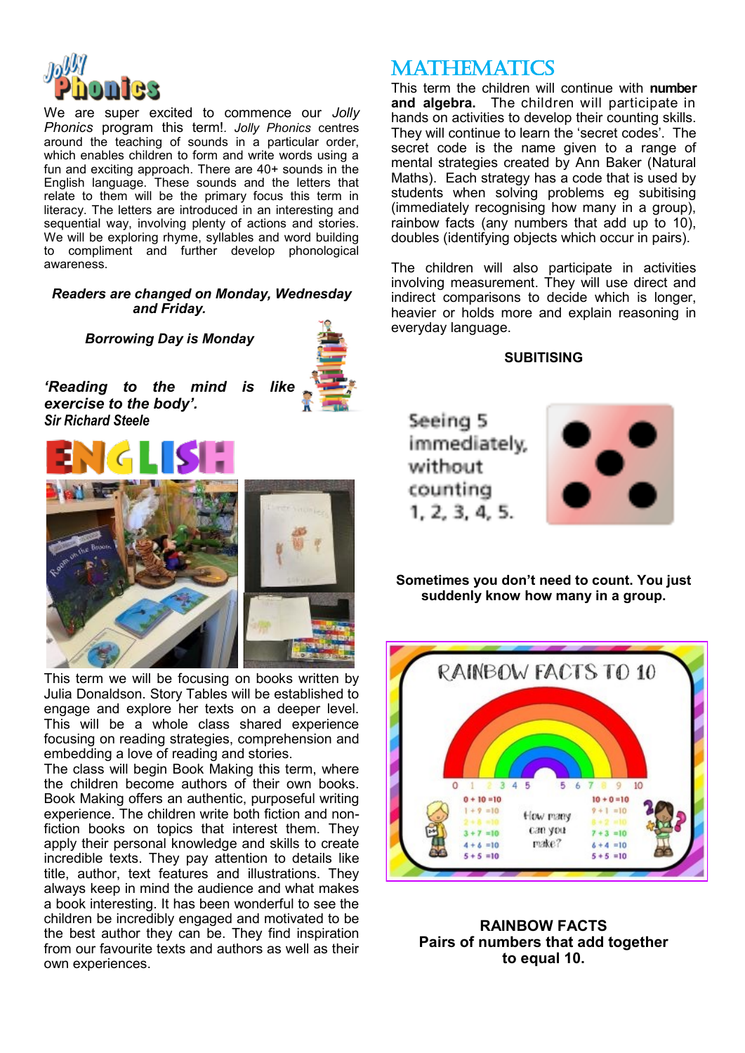# Jolly Phonics

We are super excited to commence our *Jolly Phonics* program this term!. *Jolly Phonics* centres around the teaching of sounds in a particular order, which enables children to form and write words using a fun and exciting approach. There are 40+ sounds in the English language. These sounds and the letters that relate to them will be the primary focus this term in literacy. The letters are introduced in an interesting and sequential way, involving plenty of actions and stories. We will be exploring rhyme, syllables and word building to compliment and further develop phonological awareness.

***Readers are changed on Monday, Wednesday and Friday.***

***Borrowing Day is Monday***

***'Reading to the mind is like exercise to the body'.***
***Sir Richard Steele***

# ENGLISH

This term we will be focusing on books written by Julia Donaldson. Story Tables will be established to engage and explore her texts on a deeper level. This will be a whole class shared experience focusing on reading strategies, comprehension and embedding a love of reading and stories.

The class will begin Book Making this term, where the children become authors of their own books. Book Making offers an authentic, purposeful writing experience. The children write both fiction and non-fiction books on topics that interest them. They apply their personal knowledge and skills to create incredible texts. They pay attention to details like title, author, text features and illustrations. They always keep in mind the audience and what makes a book interesting. It has been wonderful to see the children be incredibly engaged and motivated to be the best author they can be. They find inspiration from our favourite texts and authors as well as their own experiences.

# MATHEMATICS

This term the children will continue with **number and algebra.** The children will participate in hands on activities to develop their counting skills. They will continue to learn the 'secret codes'. The secret code is the name given to a range of mental strategies created by Ann Baker (Natural Maths). Each strategy has a code that is used by students when solving problems eg subitising (immediately recognising how many in a group), rainbow facts (any numbers that add up to 10), doubles (identifying objects which occur in pairs).

The children will also participate in activities involving measurement. They will use direct and indirect comparisons to decide which is longer, heavier or holds more and explain reasoning in everyday language.

**SUBITISING**

Seeing 5 immediately, without counting 1, 2, 3, 4, 5.

**Sometimes you don't need to count. You just suddenly know how many in a group.**

RAINBOW FACTS TO 10

**RAINBOW FACTS**
**Pairs of numbers that add together to equal 10.**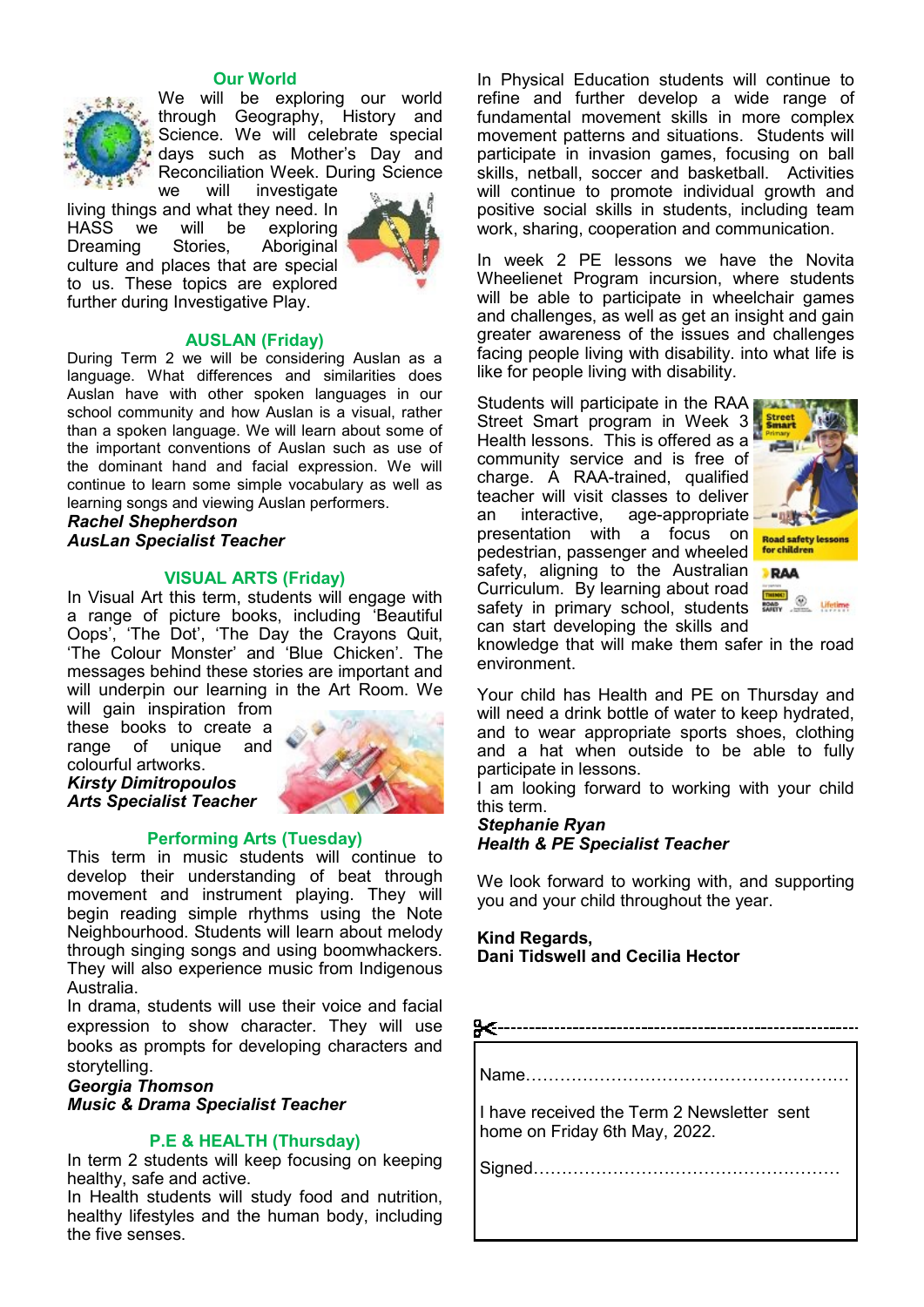## Our World

We will be exploring our world through Geography, History and Science. We will celebrate special days such as Mother's Day and Reconciliation Week. During Science we will investigate living things and what they need. In HASS we will be exploring Dreaming Stories, Aboriginal culture and places that are special to us. These topics are explored further during Investigative Play.

## AUSLAN (Friday)

During Term 2 we will be considering Auslan as a language. What differences and similarities does Auslan have with other spoken languages in our school community and how Auslan is a visual, rather than a spoken language. We will learn about some of the important conventions of Auslan such as use of the dominant hand and facial expression. We will continue to learn some simple vocabulary as well as learning songs and viewing Auslan performers.

***Rachel Shepherdson***
***AusLan Specialist Teacher***

## VISUAL ARTS (Friday)

In Visual Art this term, students will engage with a range of picture books, including 'Beautiful Oops', 'The Dot', 'The Day the Crayons Quit, 'The Colour Monster' and 'Blue Chicken'. The messages behind these stories are important and will underpin our learning in the Art Room. We will gain inspiration from these books to create a range of unique and colourful artworks.

***Kirsty Dimitropoulos***
***Arts Specialist Teacher***

## Performing Arts (Tuesday)

This term in music students will continue to develop their understanding of beat through movement and instrument playing. They will begin reading simple rhythms using the Note Neighbourhood. Students will learn about melody through singing songs and using boomwhackers. They will also experience music from Indigenous Australia.

In drama, students will use their voice and facial expression to show character. They will use books as prompts for developing characters and storytelling.

***Georgia Thomson***
***Music & Drama Specialist Teacher***

## P.E & HEALTH (Thursday)

In term 2 students will keep focusing on keeping healthy, safe and active.

In Health students will study food and nutrition, healthy lifestyles and the human body, including the five senses.

In Physical Education students will continue to refine and further develop a wide range of fundamental movement skills in more complex movement patterns and situations. Students will participate in invasion games, focusing on ball skills, netball, soccer and basketball. Activities will continue to promote individual growth and positive social skills in students, including team work, sharing, cooperation and communication.

In week 2 PE lessons we have the Novita Wheelienet Program incursion, where students will be able to participate in wheelchair games and challenges, as well as get an insight and gain greater awareness of the issues and challenges facing people living with disability. into what life is like for people living with disability.

Students will participate in the RAA Street Smart program in Week 3 Health lessons. This is offered as a community service and is free of charge. A RAA-trained, qualified teacher will visit classes to deliver an interactive, age-appropriate presentation with a focus on pedestrian, passenger and wheeled safety, aligning to the Australian Curriculum. By learning about road safety in primary school, students can start developing the skills and knowledge that will make them safer in the road environment.

Your child has Health and PE on Thursday and will need a drink bottle of water to keep hydrated, and to wear appropriate sports shoes, clothing and a hat when outside to be able to fully participate in lessons.

I am looking forward to working with your child this term.

***Stephanie Ryan***
***Health & PE Specialist Teacher***

We look forward to working with, and supporting you and your child throughout the year.

**Kind Regards,**
**Dani Tidswell and Cecilia Hector**

✂--------------------------------------------------------------

Name………………………………………………

I have received the Term 2 Newsletter sent home on Friday 6th May, 2022.

Signed……………………………………………